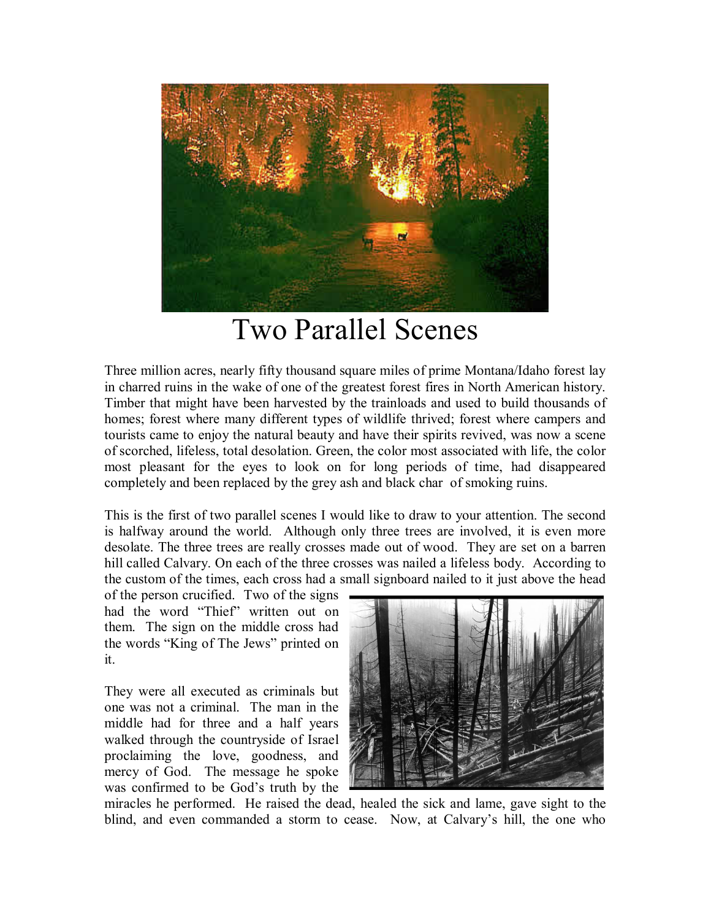# Two Parallel Scenes

Three million acres, nearly fifty thousand square miles of prime Montana/Idaho forest lay in charred ruins in the wake of one of the greatest forest fires in North American history. Timber that might have been harvested by the trainloads and used to build thousands of homes; forest where many different types of wildlife thrived; forest where campers and tourists came to enjoy the natural beauty and have their spirits revived, was now a scene of scorched, lifeless, total desolation. Green, the color most associated with life, the color most pleasant for the eyes to look on for long periods of time, had disappeared completely and been replaced by the grey ash and black char of smoking ruins.

This is the first of two parallel scenes I would like to draw to your attention. The second is halfway around the world. Although only three trees are involved, it is even more desolate. The three trees are really crosses made out of wood. They are set on a barren hill called Calvary. On each of the three crosses was nailed a lifeless body. According to the custom of the times, each cross had a small signboard nailed to it just above the head of the person crucified. Two of the signs had the word "Thief" written out on them. The sign on the middle cross had the words "King of The Jews" printed on it.

They were all executed as criminals but one was not a criminal. The man in the middle had for three and a half years walked through the countryside of Israel proclaiming the love, goodness, and mercy of God. The message he spoke was confirmed to be God's truth by the miracles he performed. He raised the dead, healed the sick and lame, gave sight to the blind, and even commanded a storm to cease. Now, at Calvary's hill, the one who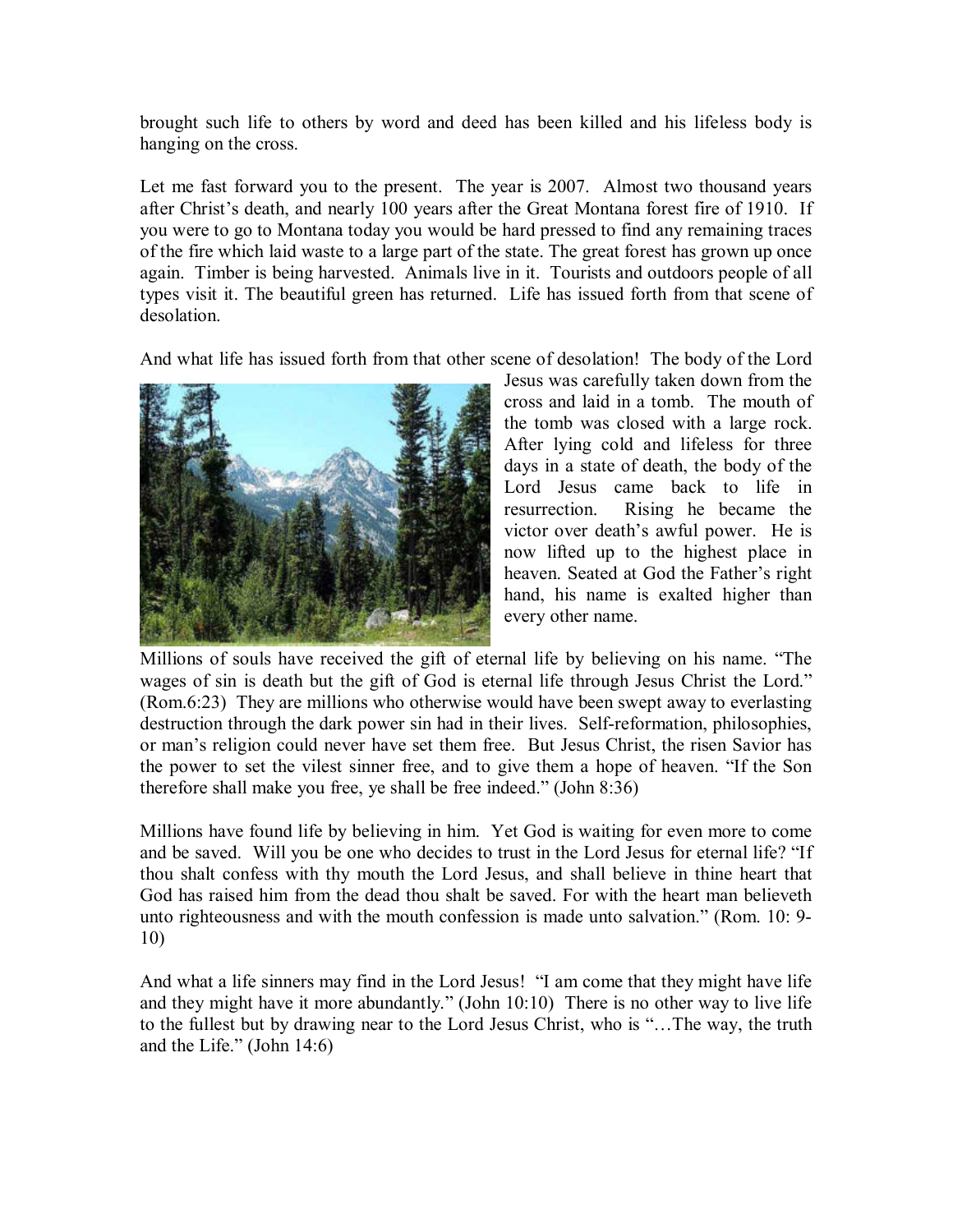brought such life to others by word and deed has been killed and his lifeless body is hanging on the cross.

Let me fast forward you to the present. The year is 2007. Almost two thousand years after Christ's death, and nearly 100 years after the Great Montana forest fire of 1910. If you were to go to Montana today you would be hard pressed to find any remaining traces of the fire which laid waste to a large part of the state. The great forest has grown up once again. Timber is being harvested. Animals live in it. Tourists and outdoors people of all types visit it. The beautiful green has returned. Life has issued forth from that scene of desolation.

And what life has issued forth from that other scene of desolation! The body of the Lord Jesus was carefully taken down from the cross and laid in a tomb. The mouth of the tomb was closed with a large rock. After lying cold and lifeless for three days in a state of death, the body of the Lord Jesus came back to life in resurrection. Rising he became the victor over death's awful power. He is now lifted up to the highest place in heaven. Seated at God the Father's right hand, his name is exalted higher than every other name.

Millions of souls have received the gift of eternal life by believing on his name. "The wages of sin is death but the gift of God is eternal life through Jesus Christ the Lord." (Rom.6:23) They are millions who otherwise would have been swept away to everlasting destruction through the dark power sin had in their lives. Self-reformation, philosophies, or man's religion could never have set them free. But Jesus Christ, the risen Savior has the power to set the vilest sinner free, and to give them a hope of heaven. "If the Son therefore shall make you free, ye shall be free indeed." (John 8:36)

Millions have found life by believing in him. Yet God is waiting for even more to come and be saved. Will you be one who decides to trust in the Lord Jesus for eternal life? "If thou shalt confess with thy mouth the Lord Jesus, and shall believe in thine heart that God has raised him from the dead thou shalt be saved. For with the heart man believeth unto righteousness and with the mouth confession is made unto salvation." (Rom. 10: 9-10)

And what a life sinners may find in the Lord Jesus! "I am come that they might have life and they might have it more abundantly." (John 10:10) There is no other way to live life to the fullest but by drawing near to the Lord Jesus Christ, who is "…The way, the truth and the Life." (John 14:6)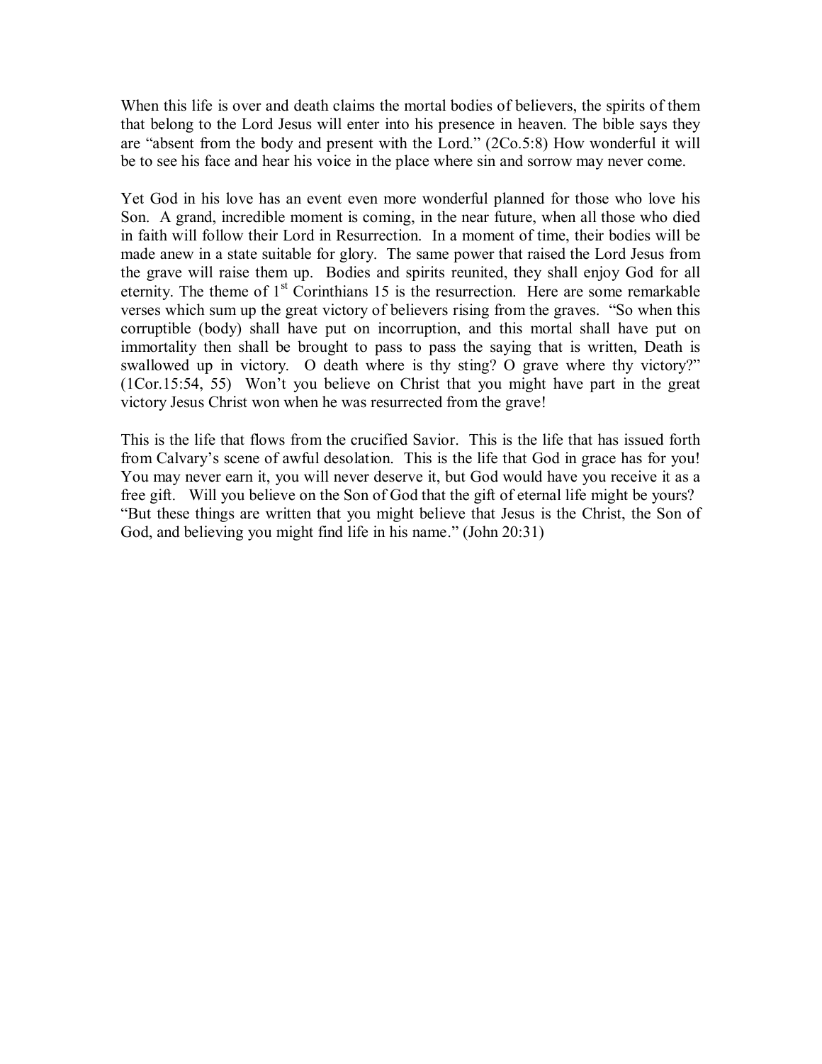When this life is over and death claims the mortal bodies of believers, the spirits of them that belong to the Lord Jesus will enter into his presence in heaven. The bible says they are "absent from the body and present with the Lord." (2Co.5:8) How wonderful it will be to see his face and hear his voice in the place where sin and sorrow may never come.

Yet God in his love has an event even more wonderful planned for those who love his Son. A grand, incredible moment is coming, in the near future, when all those who died in faith will follow their Lord in Resurrection. In a moment of time, their bodies will be made anew in a state suitable for glory. The same power that raised the Lord Jesus from the grave will raise them up. Bodies and spirits reunited, they shall enjoy God for all eternity. The theme of 1st Corinthians 15 is the resurrection. Here are some remarkable verses which sum up the great victory of believers rising from the graves. "So when this corruptible (body) shall have put on incorruption, and this mortal shall have put on immortality then shall be brought to pass to pass the saying that is written, Death is swallowed up in victory. O death where is thy sting? O grave where thy victory?" (1Cor.15:54, 55) Won't you believe on Christ that you might have part in the great victory Jesus Christ won when he was resurrected from the grave!

This is the life that flows from the crucified Savior. This is the life that has issued forth from Calvary's scene of awful desolation. This is the life that God in grace has for you! You may never earn it, you will never deserve it, but God would have you receive it as a free gift. Will you believe on the Son of God that the gift of eternal life might be yours? "But these things are written that you might believe that Jesus is the Christ, the Son of God, and believing you might find life in his name." (John 20:31)